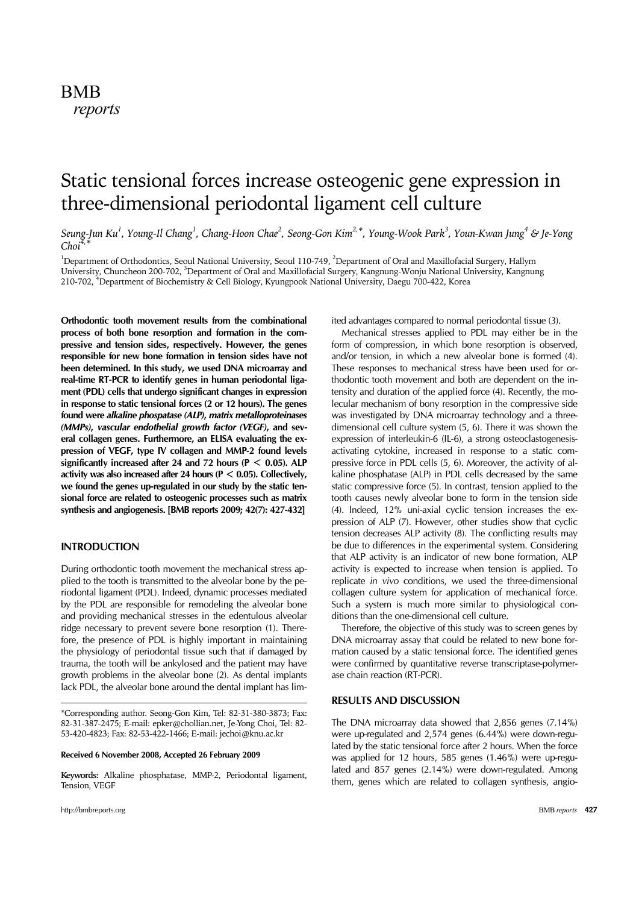BMB *reports*

# Static tensional forces increase osteogenic gene expression in three-dimensional periodontal ligament cell culture

*Seung-Jun Ku[1], Young-Il Chang[1], Chang-Hoon Chae[2], Seong-Gon Kim[2,*], Young-Wook Park[3], Youn-Kwan Jung[4] & Je-Yong Choi[4,*]*

[1]Department of Orthodontics, Seoul National University, Seoul 110-749, [2]Department of Oral and Maxillofacial Surgery, Hallym University, Chuncheon 200-702, [3]Department of Oral and Maxillofacial Surgery, Kangnung-Wonju National University, Kangnung 210-702, [4]Department of Biochemistry & Cell Biology, Kyungpook National University, Daegu 700-422, Korea

**Orthodontic tooth movement results from the combinational process of both bone resorption and formation in the compressive and tension sides, respectively. However, the genes responsible for new bone formation in tension sides have not been determined. In this study, we used DNA microarray and real-time RT-PCR to identify genes in human periodontal ligament (PDL) cells that undergo significant changes in expression in response to static tensional forces (2 or 12 hours). The genes found were *alkaline phospatase (ALP), matrix metalloproteinases (MMPs), vascular endothelial growth factor (VEGF),* and several collagen genes. Furthermore, an ELISA evaluating the expression of VEGF, type IV collagen and MMP-2 found levels significantly increased after 24 and 72 hours ($P < 0.05$). ALP activity was also increased after 24 hours ($P < 0.05$). Collectively, we found the genes up-regulated in our study by the static tensional force are related to osteogenic processes such as matrix synthesis and angiogenesis. [BMB reports 2009; 42(7): 427-432]**

## INTRODUCTION

During orthodontic tooth movement the mechanical stress applied to the tooth is transmitted to the alveolar bone by the periodontal ligament (PDL). Indeed, dynamic processes mediated by the PDL are responsible for remodeling the alveolar bone and providing mechanical stresses in the edentulous alveolar ridge necessary to prevent severe bone resorption (1). Therefore, the presence of PDL is highly important in maintaining the physiology of periodontal tissue such that if damaged by trauma, the tooth will be ankylosed and the patient may have growth problems in the alveolar bone (2). As dental implants lack PDL, the alveolar bone around the dental implant has limited advantages compared to normal periodontal tissue (3).

Mechanical stresses applied to PDL may either be in the form of compression, in which bone resorption is observed, and/or tension, in which a new alveolar bone is formed (4). These responses to mechanical stress have been used for orthodontic tooth movement and both are dependent on the intensity and duration of the applied force (4). Recently, the molecular mechanism of bony resorption in the compressive side was investigated by DNA microarray technology and a three-dimensional cell culture system (5, 6). There it was shown the expression of interleukin-6 (IL-6), a strong osteoclastogenesis-activating cytokine, increased in response to a static compressive force in PDL cells (5, 6). Moreover, the activity of alkaline phosphatase (ALP) in PDL cells decreased by the same static compressive force (5). In contrast, tension applied to the tooth causes newly alveolar bone to form in the tension side (4). Indeed, 12% uni-axial cyclic tension increases the expression of ALP (7). However, other studies show that cyclic tension decreases ALP activity (8). The conflicting results may be due to differences in the experimental system. Considering that ALP activity is an indicator of new bone formation, ALP activity is expected to increase when tension is applied. To replicate *in vivo* conditions, we used the three-dimensional collagen culture system for application of mechanical force. Such a system is much more similar to physiological conditions than the one-dimensional cell culture.

Therefore, the objective of this study was to screen genes by DNA microarray assay that could be related to new bone formation caused by a static tensional force. The identified genes were confirmed by quantitative reverse transcriptase-polymerase chain reaction (RT-PCR).

## RESULTS AND DISCUSSION

The DNA microarray data showed that 2,856 genes (7.14%) were up-regulated and 2,574 genes (6.44%) were down-regulated by the static tensional force after 2 hours. When the force was applied for 12 hours, 585 genes (1.46%) were up-regulated and 857 genes (2.14%) were down-regulated. Among them, genes which are related to collagen synthesis, angio-

*Corresponding author. Seong-Gon Kim, Tel: 82-31-380-3873; Fax: 82-31-387-2475; E-mail: epker@chollian.net, Je-Yong Choi, Tel: 82-53-420-4823; Fax: 82-53-422-1466; E-mail: jechoi@knu.ac.kr

**Received 6 November 2008, Accepted 26 February 2009**

**Keywords:** Alkaline phosphatase, MMP-2, Periodontal ligament, Tension, VEGF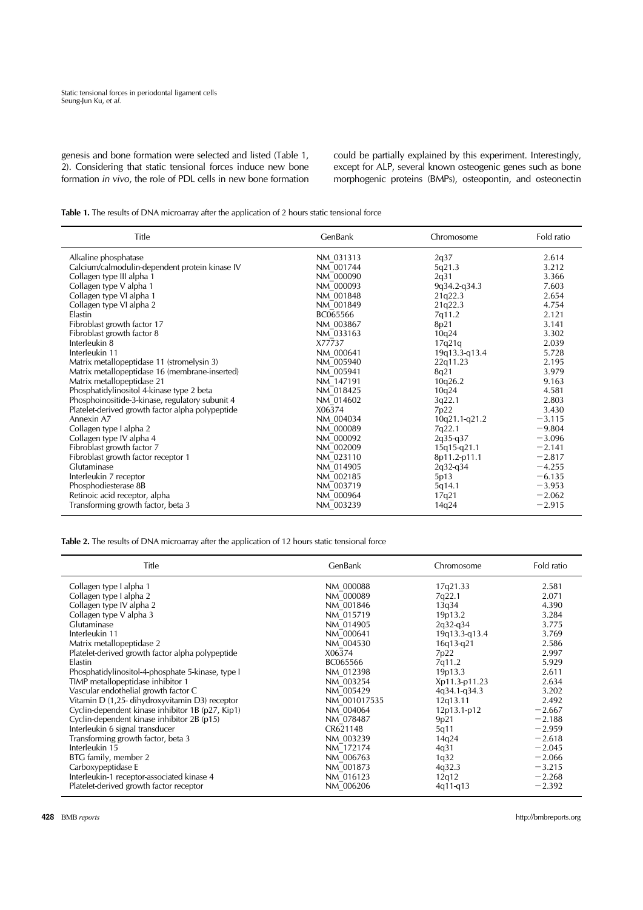genesis and bone formation were selected and listed (Table 1, 2). Considering that static tensional forces induce new bone formation *in vivo*, the role of PDL cells in new bone formation could be partially explained by this experiment. Interestingly, except for ALP, several known osteogenic genes such as bone morphogenic proteins (BMPs), osteopontin, and osteonectin

**Table 1.** The results of DNA microarray after the application of 2 hours static tensional force

| Title | GenBank | Chromosome | Fold ratio |
|---|---|---|---|
| Alkaline phosphatase | NM_031313 | 2q37 | 2.614 |
| Calcium/calmodulin-dependent protein kinase IV | NM_001744 | 5q21.3 | 3.212 |
| Collagen type III alpha 1 | NM_000090 | 2q31 | 3.366 |
| Collagen type V alpha 1 | NM_000093 | 9q34.2-q34.3 | 7.603 |
| Collagen type VI alpha 1 | NM_001848 | 21q22.3 | 2.654 |
| Collagen type VI alpha 2 | NM_001849 | 21q22.3 | 4.754 |
| Elastin | BC065566 | 7q11.2 | 2.121 |
| Fibroblast growth factor 17 | NM_003867 | 8p21 | 3.141 |
| Fibroblast growth factor 8 | NM_033163 | 10q24 | 3.302 |
| Interleukin 8 | X77737 | 17q21q | 2.039 |
| Interleukin 11 | NM_000641 | 19q13.3-q13.4 | 5.728 |
| Matrix metallopeptidase 11 (stromelysin 3) | NM_005940 | 22q11.23 | 2.195 |
| Matrix metallopeptidase 16 (membrane-inserted) | NM_005941 | 8q21 | 3.979 |
| Matrix metallopeptidase 21 | NM_147191 | 10q26.2 | 9.163 |
| Phosphatidylinositol 4-kinase type 2 beta | NM_018425 | 10q24 | 4.581 |
| Phosphoinositide-3-kinase, regulatory subunit 4 | NM_014602 | 3q22.1 | 2.803 |
| Platelet-derived growth factor alpha polypeptide | X06374 | 7p22 | 3.430 |
| Annexin A7 | NM_004034 | 10q21.1-q21.2 | −3.115 |
| Collagen type I alpha 2 | NM_000089 | 7q22.1 | −9.804 |
| Collagen type IV alpha 4 | NM_000092 | 2q35-q37 | −3.096 |
| Fibroblast growth factor 7 | NM_002009 | 15q15-q21.1 | −2.141 |
| Fibroblast growth factor receptor 1 | NM_023110 | 8p11.2-p11.1 | −2.817 |
| Glutaminase | NM_014905 | 2q32-q34 | −4.255 |
| Interleukin 7 receptor | NM_002185 | 5p13 | −6.135 |
| Phosphodiesterase 8B | NM_003719 | 5q14.1 | −3.953 |
| Retinoic acid receptor, alpha | NM_000964 | 17q21 | −2.062 |
| Transforming growth factor, beta 3 | NM_003239 | 14q24 | −2.915 |

**Table 2.** The results of DNA microarray after the application of 12 hours static tensional force

| Title | GenBank | Chromosome | Fold ratio |
|---|---|---|---|
| Collagen type I alpha 1 | NM_000088 | 17q21.33 | 2.581 |
| Collagen type I alpha 2 | NM_000089 | 7q22.1 | 2.071 |
| Collagen type IV alpha 2 | NM_001846 | 13q34 | 4.390 |
| Collagen type V alpha 3 | NM_015719 | 19p13.2 | 3.284 |
| Glutaminase | NM_014905 | 2q32-q34 | 3.775 |
| Interleukin 11 | NM_000641 | 19q13.3-q13.4 | 3.769 |
| Matrix metallopeptidase 2 | NM_004530 | 16q13-q21 | 2.586 |
| Platelet-derived growth factor alpha polypeptide | X06374 | 7p22 | 2.997 |
| Elastin | BC065566 | 7q11.2 | 5.929 |
| Phosphatidylinositol-4-phosphate 5-kinase, type I | NM_012398 | 19p13.3 | 2.611 |
| TIMP metallopeptidase inhibitor 1 | NM_003254 | Xp11.3-p11.23 | 2.634 |
| Vascular endothelial growth factor C | NM_005429 | 4q34.1-q34.3 | 3.202 |
| Vitamin D (1,25- dihydroxyvitamin D3) receptor | NM_001017535 | 12q13.11 | 2.492 |
| Cyclin-dependent kinase inhibitor 1B (p27, Kip1) | NM_004064 | 12p13.1-p12 | −2.667 |
| Cyclin-dependent kinase inhibitor 2B (p15) | NM_078487 | 9p21 | −2.188 |
| Interleukin 6 signal transducer | CR621148 | 5q11 | −2.959 |
| Transforming growth factor, beta 3 | NM_003239 | 14q24 | −2.618 |
| Interleukin 15 | NM_172174 | 4q31 | −2.045 |
| BTG family, member 2 | NM_006763 | 1q32 | −2.066 |
| Carboxypeptidase E | NM_001873 | 4q32.3 | −3.215 |
| Interleukin-1 receptor-associated kinase 4 | NM_016123 | 12q12 | −2.268 |
| Platelet-derived growth factor receptor | NM_006206 | 4q11-q13 | −2.392 |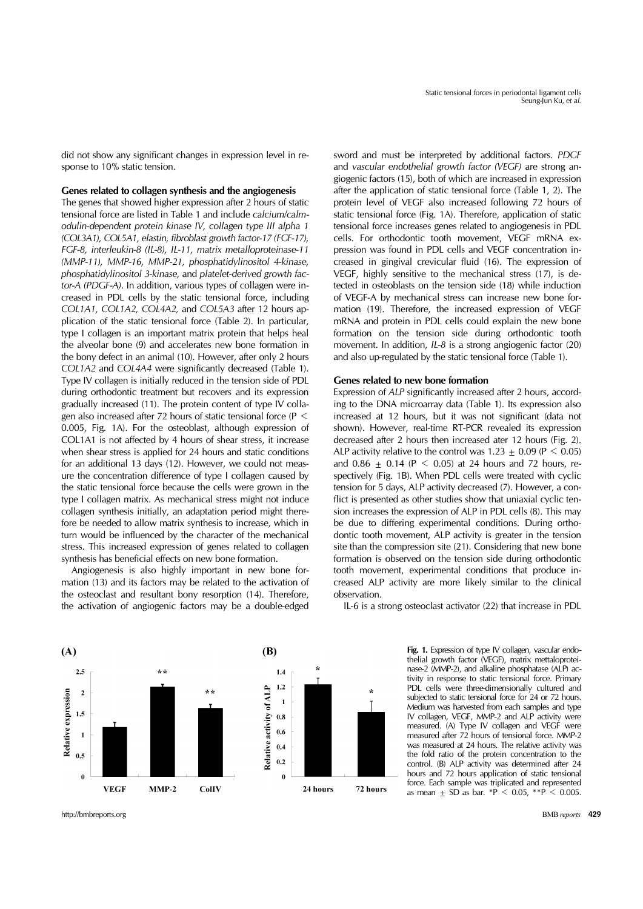did not show any significant changes in expression level in response to 10% static tension.

### Genes related to collagen synthesis and the angiogenesis

The genes that showed higher expression after 2 hours of static tensional force are listed in Table 1 and include *calcium/calmodulin-dependent protein kinase IV, collagen type III alpha 1 (COL3A1), COL5A1, elastin, fibroblast growth factor-17 (FGF-17), FGF-8, interleukin-8 (IL-8), IL-11, matrix metalloproteinase-11 (MMP-11), MMP-16, MMP-21, phosphatidylinositol 4-kinase, phosphatidylinositol 3-kinase,* and *platelet-derived growth factor-A (PDGF-A)*. In addition, various types of collagen were increased in PDL cells by the static tensional force, including *COL1A1, COL1A2, COL4A2,* and *COL5A3* after 12 hours application of the static tensional force (Table 2). In particular, type I collagen is an important matrix protein that helps heal the alveolar bone (9) and accelerates new bone formation in the bony defect in an animal (10). However, after only 2 hours *COL1A2* and *COL4A4* were significantly decreased (Table 1). Type IV collagen is initially reduced in the tension side of PDL during orthodontic treatment but recovers and its expression gradually increased (11). The protein content of type IV collagen also increased after 72 hours of static tensional force ($P < 0.005$, Fig. 1A). For the osteoblast, although expression of COL1A1 is not affected by 4 hours of shear stress, it increase when shear stress is applied for 24 hours and static conditions for an additional 13 days (12). However, we could not measure the concentration difference of type I collagen caused by the static tensional force because the cells were grown in the type I collagen matrix. As mechanical stress might not induce collagen synthesis initially, an adaptation period might therefore be needed to allow matrix synthesis to increase, which in turn would be influenced by the character of the mechanical stress. This increased expression of genes related to collagen synthesis has beneficial effects on new bone formation.

Angiogenesis is also highly important in new bone formation (13) and its factors may be related to the activation of the osteoclast and resultant bony resorption (14). Therefore, the activation of angiogenic factors may be a double-edged sword and must be interpreted by additional factors. *PDGF* and *vascular endothelial growth factor (VEGF)* are strong angiogenic factors (15), both of which are increased in expression after the application of static tensional force (Table 1, 2). The protein level of VEGF also increased following 72 hours of static tensional force (Fig. 1A). Therefore, application of static tensional force increases genes related to angiogenesis in PDL cells. For orthodontic tooth movement, VEGF mRNA expression was found in PDL cells and VEGF concentration increased in gingival crevicular fluid (16). The expression of VEGF, highly sensitive to the mechanical stress (17), is detected in osteoblasts on the tension side (18) while induction of VEGF-A by mechanical stress can increase new bone formation (19). Therefore, the increased expression of VEGF mRNA and protein in PDL cells could explain the new bone formation on the tension side during orthodontic tooth movement. In addition, *IL-8* is a strong angiogenic factor (20) and also up-regulated by the static tensional force (Table 1).

### Genes related to new bone formation

Expression of *ALP* significantly increased after 2 hours, according to the DNA microarray data (Table 1). Its expression also increased at 12 hours, but it was not significant (data not shown). However, real-time RT-PCR revealed its expression decreased after 2 hours then increased ater 12 hours (Fig. 2). ALP activity relative to the control was $1.23 \pm 0.09$ ($P < 0.05$) and $0.86 \pm 0.14$ ($P < 0.05$) at 24 hours and 72 hours, respectively (Fig. 1B). When PDL cells were treated with cyclic tension for 5 days, ALP activity decreased (7). However, a conflict is presented as other studies show that uniaxial cyclic tension increases the expression of ALP in PDL cells (8). This may be due to differing experimental conditions. During orthodontic tooth movement, ALP activity is greater in the tension site than the compression site (21). Considering that new bone formation is observed on the tension side during orthodontic tooth movement, experimental conditions that produce increased ALP activity are more likely similar to the clinical observation.

IL-6 is a strong osteoclast activator (22) that increase in PDL

**Fig. 1.** Expression of type IV collagen, vascular endothelial growth factor (VEGF), matrix mettaloproteinase-2 (MMP-2), and alkaline phosphatase (ALP) activity in response to static tensional force. Primary PDL cells were three-dimensionally cultured and subjected to static tensional force for 24 or 72 hours. Medium was harvested from each samples and type IV collagen, VEGF, MMP-2 and ALP activity were measured. (A) Type IV collagen and VEGF were measured after 72 hours of tensional force. MMP-2 was measured at 24 hours. The relative activity was the fold ratio of the protein concentration to the control. (B) ALP activity was determined after 24 hours and 72 hours application of static tensional force. Each sample was triplicated and represented as mean ± SD as bar. \*$P < 0.05$, \*\*$P < 0.005$.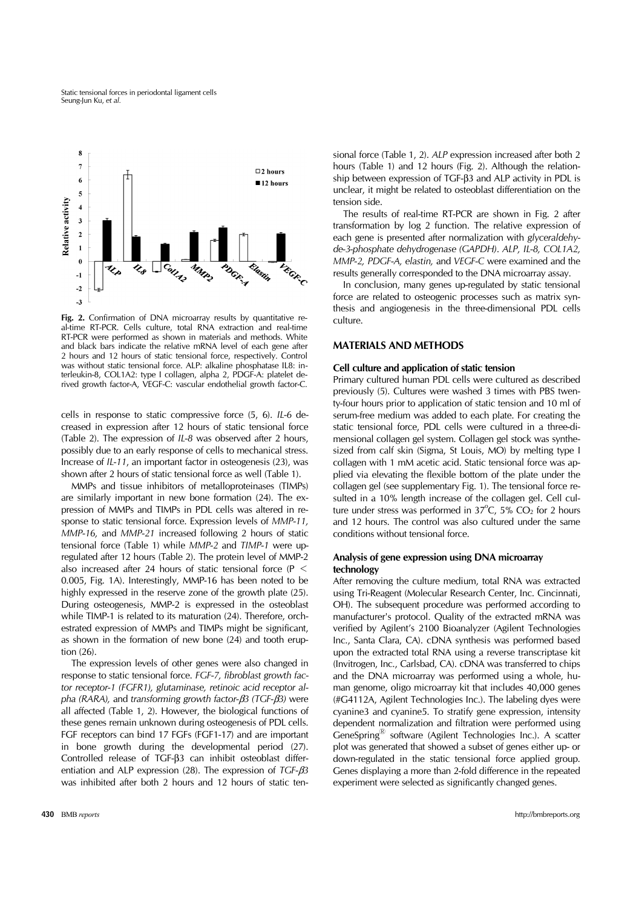**Fig. 2.** Confirmation of DNA microarray results by quantitative real-time RT-PCR. Cells culture, total RNA extraction and real-time RT-PCR were performed as shown in materials and methods. White and black bars indicate the relative mRNA level of each gene after 2 hours and 12 hours of static tensional force, respectively. Control was without static tensional force. ALP: alkaline phosphatase IL8: interleukin-8, COL1A2: type I collagen, alpha 2, PDGF-A: platelet derived growth factor-A, VEGF-C: vascular endothelial growth factor-C.

cells in response to static compressive force (5, 6). *IL-6* decreased in expression after 12 hours of static tensional force (Table 2). The expression of *IL-8* was observed after 2 hours, possibly due to an early response of cells to mechanical stress. Increase of *IL-11*, an important factor in osteogenesis (23), was shown after 2 hours of static tensional force as well (Table 1).

MMPs and tissue inhibitors of metalloproteinases (TIMPs) are similarly important in new bone formation (24). The expression of MMPs and TIMPs in PDL cells was altered in response to static tensional force. Expression levels of *MMP-11, MMP-16,* and *MMP-21* increased following 2 hours of static tensional force (Table 1) while *MMP-2* and *TIMP-1* were up-regulated after 12 hours (Table 2). The protein level of MMP-2 also increased after 24 hours of static tensional force ($P < 0.005$, Fig. 1A). Interestingly, MMP-16 has been noted to be highly expressed in the reserve zone of the growth plate (25). During osteogenesis, MMP-2 is expressed in the osteoblast while TIMP-1 is related to its maturation (24). Therefore, orchestrated expression of MMPs and TIMPs might be significant, as shown in the formation of new bone (24) and tooth eruption (26).

The expression levels of other genes were also changed in response to static tensional force. *FGF-7, fibroblast growth factor receptor-1 (FGFR1), glutaminase, retinoic acid receptor alpha (RARA),* and *transforming growth factor-β3 (TGF-β3)* were all affected (Table 1, 2). However, the biological functions of these genes remain unknown during osteogenesis of PDL cells. FGF receptors can bind 17 FGFs (FGF1-17) and are important in bone growth during the developmental period (27). Controlled release of TGF-β3 can inhibit osteoblast differentiation and ALP expression (28). The expression of *TGF-β3* was inhibited after both 2 hours and 12 hours of static tensional force (Table 1, 2). *ALP* expression increased after both 2 hours (Table 1) and 12 hours (Fig. 2). Although the relationship between expression of TGF-β3 and ALP activity in PDL is unclear, it might be related to osteoblast differentiation on the tension side.

The results of real-time RT-PCR are shown in Fig. 2 after transformation by log 2 function. The relative expression of each gene is presented after normalization with *glyceraldehyde-3-phosphate dehydrogenase (GAPDH)*. *ALP, IL-8, COL1A2, MMP-2, PDGF-A, elastin,* and *VEGF-C* were examined and the results generally corresponded to the DNA microarray assay.

In conclusion, many genes up-regulated by static tensional force are related to osteogenic processes such as matrix synthesis and angiogenesis in the three-dimensional PDL cells culture.

## MATERIALS AND METHODS

### Cell culture and application of static tension

Primary cultured human PDL cells were cultured as described previously (5). Cultures were washed 3 times with PBS twenty-four hours prior to application of static tension and 10 ml of serum-free medium was added to each plate. For creating the static tensional force, PDL cells were cultured in a three-dimensional collagen gel system. Collagen gel stock was synthesized from calf skin (Sigma, St Louis, MO) by melting type I collagen with 1 mM acetic acid. Static tensional force was applied via elevating the flexible bottom of the plate under the collagen gel (see supplementary Fig. 1). The tensional force resulted in a 10% length increase of the collagen gel. Cell culture under stress was performed in $37^{o}C$, 5% $CO_2$ for 2 hours and 12 hours. The control was also cultured under the same conditions without tensional force.

### Analysis of gene expression using DNA microarray technology

After removing the culture medium, total RNA was extracted using Tri-Reagent (Molecular Research Center, Inc. Cincinnati, OH). The subsequent procedure was performed according to manufacturer's protocol. Quality of the extracted mRNA was verified by Agilent's 2100 Bioanalyzer (Agilent Technologies Inc., Santa Clara, CA). cDNA synthesis was performed based upon the extracted total RNA using a reverse transcriptase kit (Invitrogen, Inc., Carlsbad, CA). cDNA was transferred to chips and the DNA microarray was performed using a whole, human genome, oligo microarray kit that includes 40,000 genes (#G4112A, Agilent Technologies Inc.). The labeling dyes were cyanine3 and cyanine5. To stratify gene expression, intensity dependent normalization and filtration were performed using GeneSpring® software (Agilent Technologies Inc.). A scatter plot was generated that showed a subset of genes either up- or down-regulated in the static tensional force applied group. Genes displaying a more than 2-fold difference in the repeated experiment were selected as significantly changed genes.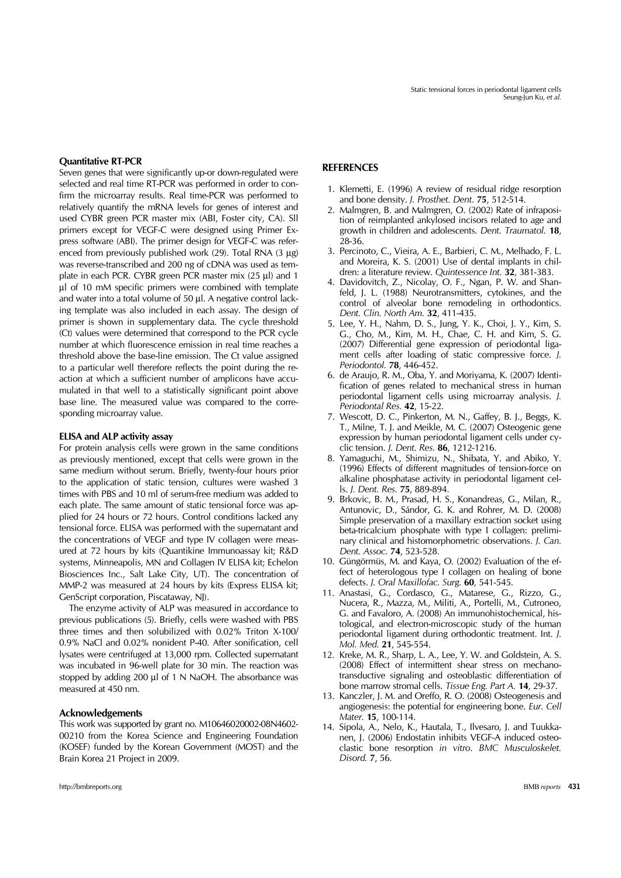**Quantitative RT-PCR**

Seven genes that were significantly up-or down-regulated were selected and real time RT-PCR was performed in order to confirm the microarray results. Real time-PCR was performed to relatively quantify the mRNA levels for genes of interest and used CYBR green PCR master mix (ABI, Foster city, CA). Sll primers except for VEGF-C were designed using Primer Express software (ABI). The primer design for VEGF-C was referenced from previously published work (29). Total RNA (3 μg) was reverse-transcribed and 200 ng of cDNA was used as template in each PCR. CYBR green PCR master mix (25 μl) and 1 μl of 10 mM specific primers were combined with template and water into a total volume of 50 μl. A negative control lacking template was also included in each assay. The design of primer is shown in supplementary data. The cycle threshold (Ct) values were determined that correspond to the PCR cycle number at which fluorescence emission in real time reaches a threshold above the base-line emission. The Ct value assigned to a particular well therefore reflects the point during the reaction at which a sufficient number of amplicons have accumulated in that well to a statistically significant point above base line. The measured value was compared to the corresponding microarray value.

**ELISA and ALP activity assay**

For protein analysis cells were grown in the same conditions as previously mentioned, except that cells were grown in the same medium without serum. Briefly, twenty-four hours prior to the application of static tension, cultures were washed 3 times with PBS and 10 ml of serum-free medium was added to each plate. The same amount of static tensional force was applied for 24 hours or 72 hours. Control conditions lacked any tensional force. ELISA was performed with the supernatant and the concentrations of VEGF and type IV collagen were measured at 72 hours by kits (Quantikine Immunoassay kit; R&D systems, Minneapolis, MN and Collagen IV ELISA kit; Echelon Biosciences Inc., Salt Lake City, UT). The concentration of MMP-2 was measured at 24 hours by kits (Express ELISA kit; GenScript corporation, Piscataway, NJ).

The enzyme activity of ALP was measured in accordance to previous publications (5). Briefly, cells were washed with PBS three times and then solubilized with 0.02% Triton X-100/ 0.9% NaCl and 0.02% nonident P-40. After sonification, cell lysates were centrifuged at 13,000 rpm. Collected supernatant was incubated in 96-well plate for 30 min. The reaction was stopped by adding 200 μl of 1 N NaOH. The absorbance was measured at 450 nm.

## Acknowledgements

This work was supported by grant no. M10646020002-08N4602-00210 from the Korea Science and Engineering Foundation (KOSEF) funded by the Korean Government (MOST) and the Brain Korea 21 Project in 2009.

## REFERENCES

1. Klemetti, E. (1996) A review of residual ridge resorption and bone density. *J. Prosthet. Dent.* **75**, 512-514.
2. Malmgren, B. and Malmgren, O. (2002) Rate of infraposition of reimplanted ankylosed incisors related to age and growth in children and adolescents. *Dent. Traumatol.* **18**, 28-36.
3. Percinoto, C., Vieira, A. E., Barbieri, C. M., Melhado, F. L. and Moreira, K. S. (2001) Use of dental implants in children: a literature review. *Quintessence Int.* **32**, 381-383.
4. Davidovitch, Z., Nicolay, O. F., Ngan, P. W. and Shanfeld, J. L. (1988) Neurotransmitters, cytokines, and the control of alveolar bone remodeling in orthodontics. *Dent. Clin. North Am.* **32**, 411-435.
5. Lee, Y. H., Nahm, D. S., Jung, Y. K., Choi, J. Y., Kim, S. G., Cho, M., Kim, M. H., Chae, C. H. and Kim, S. G. (2007) Differential gene expression of periodontal ligament cells after loading of static compressive force. *J. Periodontol.* **78**, 446-452.
6. de Araujo, R. M., Oba, Y. and Moriyama, K. (2007) Identification of genes related to mechanical stress in human periodontal ligament cells using microarray analysis. *J. Periodontal Res.* **42**, 15-22.
7. Wescott, D. C., Pinkerton, M. N., Gaffey, B. J., Beggs, K. T., Milne, T. J. and Meikle, M. C. (2007) Osteogenic gene expression by human periodontal ligament cells under cyclic tension. *J. Dent. Res.* **86**, 1212-1216.
8. Yamaguchi, M., Shimizu, N., Shibata, Y. and Abiko, Y. (1996) Effects of different magnitudes of tension-force on alkaline phosphatase activity in periodontal ligament cells. *J. Dent. Res.* **75**, 889-894.
9. Brkovic, B. M., Prasad, H. S., Konandreas, G., Milan, R., Antunovic, D., Sándor, G. K. and Rohrer, M. D. (2008) Simple preservation of a maxillary extraction socket using beta-tricalcium phosphate with type I collagen: preliminary clinical and histomorphometric observations. *J. Can. Dent. Assoc.* **74**, 523-528.
10. Güngörmüs, M. and Kaya, O. (2002) Evaluation of the effect of heterologous type I collagen on healing of bone defects. *J. Oral Maxillofac. Surg.* **60**, 541-545.
11. Anastasi, G., Cordasco, G., Matarese, G., Rizzo, G., Nucera, R., Mazza, M., Militi, A., Portelli, M., Cutroneo, G. and Favaloro, A. (2008) An immunohistochemical, histological, and electron-microscopic study of the human periodontal ligament during orthodontic treatment. Int. *J. Mol. Med.* **21**, 545-554.
12. Kreke, M. R., Sharp, L. A., Lee, Y. W. and Goldstein, A. S. (2008) Effect of intermittent shear stress on mechanotransductive signaling and osteoblastic differentiation of bone marrow stromal cells. *Tissue Eng. Part A.* **14**, 29-37.
13. Kanczler, J. M. and Oreffo, R. O. (2008) Osteogenesis and angiogenesis: the potential for engineering bone. *Eur. Cell Mater.* **15**, 100-114.
14. Sipola, A., Nelo, K., Hautala, T., Ilvesaro, J. and Tuukkanen, J. (2006) Endostatin inhibits VEGF-A induced osteoclastic bone resorption *in vitro*. *BMC Musculoskelet. Disord.* **7**, 56.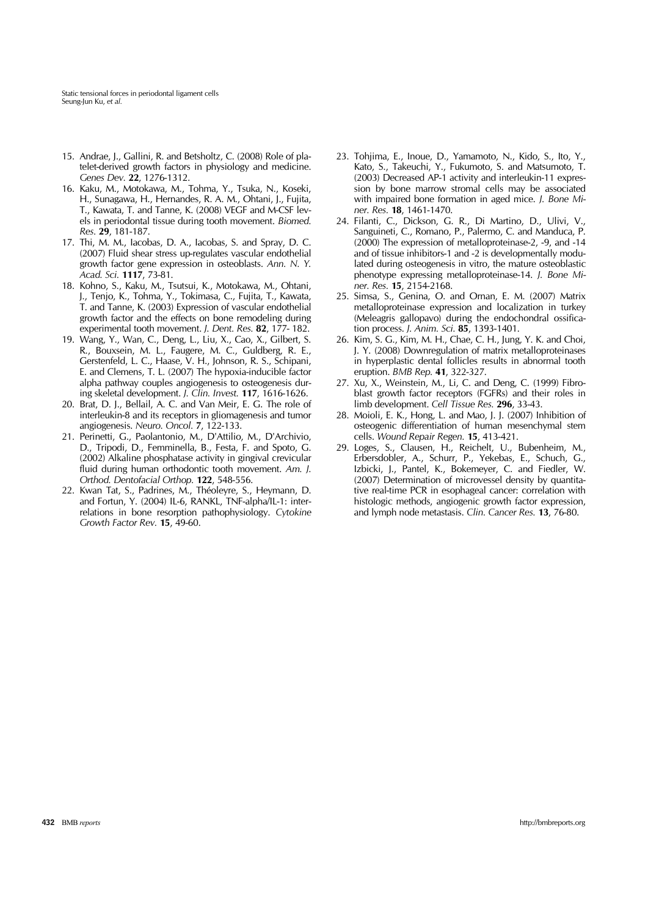15. Andrae, J., Gallini, R. and Betsholtz, C. (2008) Role of platelet-derived growth factors in physiology and medicine. *Genes Dev.* **22**, 1276-1312.
16. Kaku, M., Motokawa, M., Tohma, Y., Tsuka, N., Koseki, H., Sunagawa, H., Hernandes, R. A. M., Ohtani, J., Fujita, T., Kawata, T. and Tanne, K. (2008) VEGF and M-CSF levels in periodontal tissue during tooth movement. *Biomed. Res.* **29**, 181-187.
17. Thi, M. M., Iacobas, D. A., Iacobas, S. and Spray, D. C. (2007) Fluid shear stress up-regulates vascular endothelial growth factor gene expression in osteoblasts. *Ann. N. Y. Acad. Sci.* **1117**, 73-81.
18. Kohno, S., Kaku, M., Tsutsui, K., Motokawa, M., Ohtani, J., Tenjo, K., Tohma, Y., Tokimasa, C., Fujita, T., Kawata, T. and Tanne, K. (2003) Expression of vascular endothelial growth factor and the effects on bone remodeling during experimental tooth movement. *J. Dent. Res.* **82**, 177- 182.
19. Wang, Y., Wan, C., Deng, L., Liu, X., Cao, X., Gilbert, S. R., Bouxsein, M. L., Faugere, M. C., Guldberg, R. E., Gerstenfeld, L. C., Haase, V. H., Johnson, R. S., Schipani, E. and Clemens, T. L. (2007) The hypoxia-inducible factor alpha pathway couples angiogenesis to osteogenesis during skeletal development. *J. Clin. Invest.* **117**, 1616-1626.
20. Brat, D. J., Bellail, A. C. and Van Meir, E. G. The role of interleukin-8 and its receptors in gliomagenesis and tumor angiogenesis. *Neuro. Oncol.* **7**, 122-133.
21. Perinetti, G., Paolantonio, M., D'Attilio, M., D'Archivio, D., Tripodi, D., Femminella, B., Festa, F. and Spoto, G. (2002) Alkaline phosphatase activity in gingival crevicular fluid during human orthodontic tooth movement. *Am. J. Orthod. Dentofacial Orthop.* **122**, 548-556.
22. Kwan Tat, S., Padrines, M., Théoleyre, S., Heymann, D. and Fortun, Y. (2004) IL-6, RANKL, TNF-alpha/IL-1: interrelations in bone resorption pathophysiology. *Cytokine Growth Factor Rev.* **15**, 49-60.
23. Tohjima, E., Inoue, D., Yamamoto, N., Kido, S., Ito, Y., Kato, S., Takeuchi, Y., Fukumoto, S. and Matsumoto, T. (2003) Decreased AP-1 activity and interleukin-11 expression by bone marrow stromal cells may be associated with impaired bone formation in aged mice. *J. Bone Miner. Res.* **18**, 1461-1470.
24. Filanti, C., Dickson, G. R., Di Martino, D., Ulivi, V., Sanguineti, C., Romano, P., Palermo, C. and Manduca, P. (2000) The expression of metalloproteinase-2, -9, and -14 and of tissue inhibitors-1 and -2 is developmentally modulated during osteogenesis in vitro, the mature osteoblastic phenotype expressing metalloproteinase-14. *J. Bone Miner. Res.* **15**, 2154-2168.
25. Simsa, S., Genina, O. and Ornan, E. M. (2007) Matrix metalloproteinase expression and localization in turkey (Meleagris gallopavo) during the endochondral ossification process. *J. Anim. Sci.* **85**, 1393-1401.
26. Kim, S. G., Kim, M. H., Chae, C. H., Jung, Y. K. and Choi, J. Y. (2008) Downregulation of matrix metalloproteinases in hyperplastic dental follicles results in abnormal tooth eruption. *BMB Rep.* **41**, 322-327.
27. Xu, X., Weinstein, M., Li, C. and Deng, C. (1999) Fibroblast growth factor receptors (FGFRs) and their roles in limb development. *Cell Tissue Res.* **296**, 33-43.
28. Moioli, E. K., Hong, L. and Mao, J. J. (2007) Inhibition of osteogenic differentiation of human mesenchymal stem cells. *Wound Repair Regen.* **15**, 413-421.
29. Loges, S., Clausen, H., Reichelt, U., Bubenheim, M., Erbersdobler, A., Schurr, P., Yekebas, E., Schuch, G., Izbicki, J., Pantel, K., Bokemeyer, C. and Fiedler, W. (2007) Determination of microvessel density by quantitative real-time PCR in esophageal cancer: correlation with histologic methods, angiogenic growth factor expression, and lymph node metastasis. *Clin. Cancer Res.* **13**, 76-80.